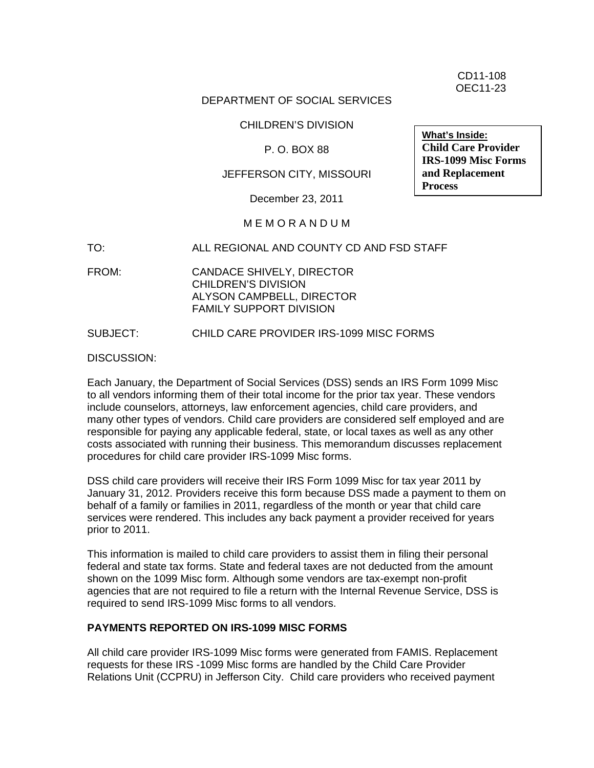CD11-108
OEC11-23

DEPARTMENT OF SOCIAL SERVICES

CHILDREN'S DIVISION

P. O. BOX 88

JEFFERSON CITY, MISSOURI

December 23, 2011

**What's Inside:**
**Child Care Provider IRS-1099 Misc Forms and Replacement Process**

M E M O R A N D U M

TO: ALL REGIONAL AND COUNTY CD AND FSD STAFF

FROM: CANDACE SHIVELY, DIRECTOR
CHILDREN'S DIVISION
ALYSON CAMPBELL, DIRECTOR
FAMILY SUPPORT DIVISION

SUBJECT: CHILD CARE PROVIDER IRS-1099 MISC FORMS

DISCUSSION:

Each January, the Department of Social Services (DSS) sends an IRS Form 1099 Misc to all vendors informing them of their total income for the prior tax year. These vendors include counselors, attorneys, law enforcement agencies, child care providers, and many other types of vendors. Child care providers are considered self employed and are responsible for paying any applicable federal, state, or local taxes as well as any other costs associated with running their business. This memorandum discusses replacement procedures for child care provider IRS-1099 Misc forms.

DSS child care providers will receive their IRS Form 1099 Misc for tax year 2011 by January 31, 2012. Providers receive this form because DSS made a payment to them on behalf of a family or families in 2011, regardless of the month or year that child care services were rendered. This includes any back payment a provider received for years prior to 2011.

This information is mailed to child care providers to assist them in filing their personal federal and state tax forms. State and federal taxes are not deducted from the amount shown on the 1099 Misc form. Although some vendors are tax-exempt non-profit agencies that are not required to file a return with the Internal Revenue Service, DSS is required to send IRS-1099 Misc forms to all vendors.

**PAYMENTS REPORTED ON IRS-1099 MISC FORMS**

All child care provider IRS-1099 Misc forms were generated from FAMIS. Replacement requests for these IRS -1099 Misc forms are handled by the Child Care Provider Relations Unit (CCPRU) in Jefferson City. Child care providers who received payment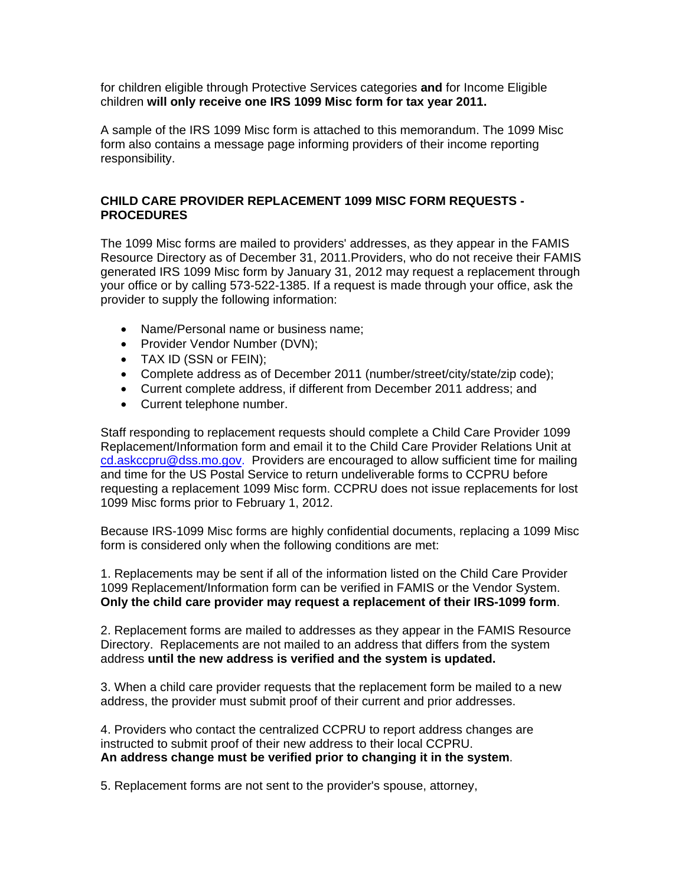for children eligible through Protective Services categories **and** for Income Eligible children **will only receive one IRS 1099 Misc form for tax year 2011.**

A sample of the IRS 1099 Misc form is attached to this memorandum. The 1099 Misc form also contains a message page informing providers of their income reporting responsibility.

**CHILD CARE PROVIDER REPLACEMENT 1099 MISC FORM REQUESTS - PROCEDURES**

The 1099 Misc forms are mailed to providers' addresses, as they appear in the FAMIS Resource Directory as of December 31, 2011.Providers, who do not receive their FAMIS generated IRS 1099 Misc form by January 31, 2012 may request a replacement through your office or by calling 573-522-1385. If a request is made through your office, ask the provider to supply the following information:

- Name/Personal name or business name;
- Provider Vendor Number (DVN);
- TAX ID (SSN or FEIN);
- Complete address as of December 2011 (number/street/city/state/zip code);
- Current complete address, if different from December 2011 address; and
- Current telephone number.

Staff responding to replacement requests should complete a Child Care Provider 1099 Replacement/Information form and email it to the Child Care Provider Relations Unit at cd.askccpru@dss.mo.gov. Providers are encouraged to allow sufficient time for mailing and time for the US Postal Service to return undeliverable forms to CCPRU before requesting a replacement 1099 Misc form. CCPRU does not issue replacements for lost 1099 Misc forms prior to February 1, 2012.

Because IRS-1099 Misc forms are highly confidential documents, replacing a 1099 Misc form is considered only when the following conditions are met:

1. Replacements may be sent if all of the information listed on the Child Care Provider 1099 Replacement/Information form can be verified in FAMIS or the Vendor System. **Only the child care provider may request a replacement of their IRS-1099 form**.

2. Replacement forms are mailed to addresses as they appear in the FAMIS Resource Directory. Replacements are not mailed to an address that differs from the system address **until the new address is verified and the system is updated.**

3. When a child care provider requests that the replacement form be mailed to a new address, the provider must submit proof of their current and prior addresses.

4. Providers who contact the centralized CCPRU to report address changes are instructed to submit proof of their new address to their local CCPRU.
**An address change must be verified prior to changing it in the system**.

5. Replacement forms are not sent to the provider's spouse, attorney,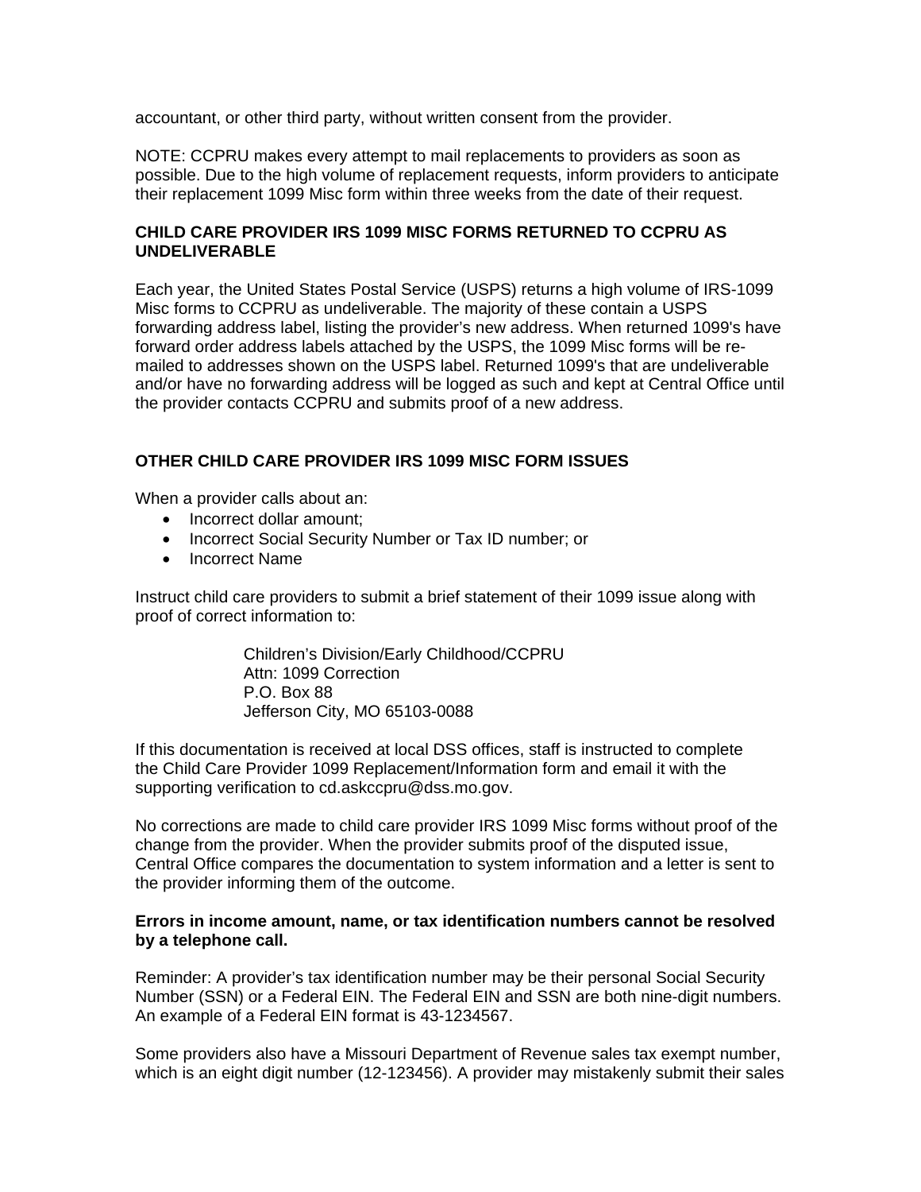accountant, or other third party, without written consent from the provider.

NOTE: CCPRU makes every attempt to mail replacements to providers as soon as possible. Due to the high volume of replacement requests, inform providers to anticipate their replacement 1099 Misc form within three weeks from the date of their request.

**CHILD CARE PROVIDER IRS 1099 MISC FORMS RETURNED TO CCPRU AS UNDELIVERABLE**

Each year, the United States Postal Service (USPS) returns a high volume of IRS-1099 Misc forms to CCPRU as undeliverable. The majority of these contain a USPS forwarding address label, listing the provider's new address. When returned 1099's have forward order address labels attached by the USPS, the 1099 Misc forms will be re-mailed to addresses shown on the USPS label. Returned 1099's that are undeliverable and/or have no forwarding address will be logged as such and kept at Central Office until the provider contacts CCPRU and submits proof of a new address.

**OTHER CHILD CARE PROVIDER IRS 1099 MISC FORM ISSUES**

When a provider calls about an:

- Incorrect dollar amount;
- Incorrect Social Security Number or Tax ID number; or
- Incorrect Name

Instruct child care providers to submit a brief statement of their 1099 issue along with proof of correct information to:

> Children's Division/Early Childhood/CCPRU
> Attn: 1099 Correction
> P.O. Box 88
> Jefferson City, MO 65103-0088

If this documentation is received at local DSS offices, staff is instructed to complete the Child Care Provider 1099 Replacement/Information form and email it with the supporting verification to cd.askccpru@dss.mo.gov.

No corrections are made to child care provider IRS 1099 Misc forms without proof of the change from the provider. When the provider submits proof of the disputed issue, Central Office compares the documentation to system information and a letter is sent to the provider informing them of the outcome.

**Errors in income amount, name, or tax identification numbers cannot be resolved by a telephone call.**

Reminder: A provider's tax identification number may be their personal Social Security Number (SSN) or a Federal EIN. The Federal EIN and SSN are both nine-digit numbers. An example of a Federal EIN format is 43-1234567.

Some providers also have a Missouri Department of Revenue sales tax exempt number, which is an eight digit number (12-123456). A provider may mistakenly submit their sales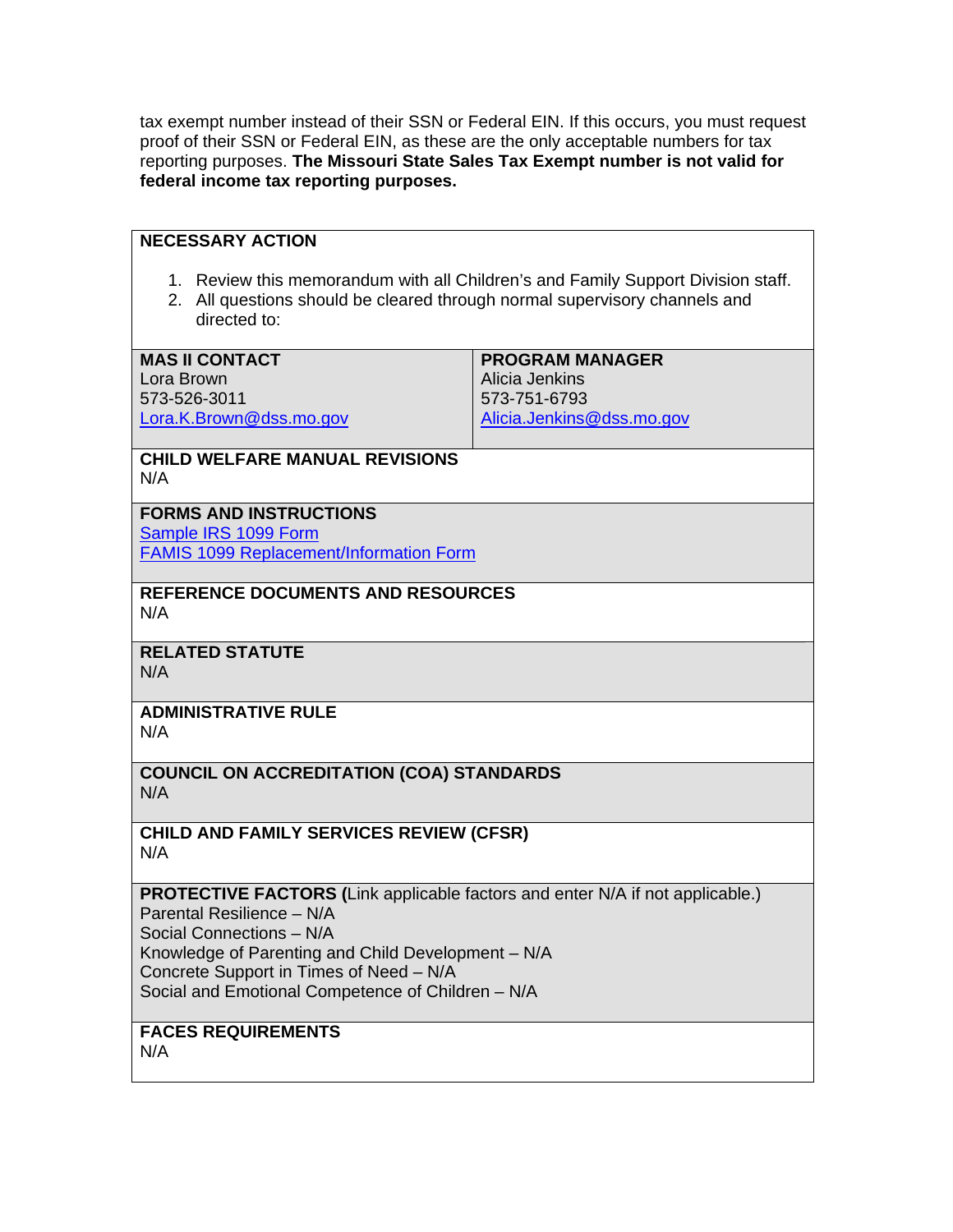tax exempt number instead of their SSN or Federal EIN. If this occurs, you must request proof of their SSN or Federal EIN, as these are the only acceptable numbers for tax reporting purposes. **The Missouri State Sales Tax Exempt number is not valid for federal income tax reporting purposes.**

**NECESSARY ACTION**

1. Review this memorandum with all Children's and Family Support Division staff.
2. All questions should be cleared through normal supervisory channels and directed to:

| MAS II CONTACT | PROGRAM MANAGER |
|---|---|
| Lora Brown<br>573-526-3011<br>Lora.K.Brown@dss.mo.gov | Alicia Jenkins<br>573-751-6793<br>Alicia.Jenkins@dss.mo.gov |

**CHILD WELFARE MANUAL REVISIONS**
N/A

**FORMS AND INSTRUCTIONS**
Sample IRS 1099 Form
FAMIS 1099 Replacement/Information Form

**REFERENCE DOCUMENTS AND RESOURCES**
N/A

**RELATED STATUTE**
N/A

**ADMINISTRATIVE RULE**
N/A

**COUNCIL ON ACCREDITATION (COA) STANDARDS**
N/A

**CHILD AND FAMILY SERVICES REVIEW (CFSR)**
N/A

**PROTECTIVE FACTORS (**Link applicable factors and enter N/A if not applicable.)
Parental Resilience – N/A
Social Connections – N/A
Knowledge of Parenting and Child Development – N/A
Concrete Support in Times of Need – N/A
Social and Emotional Competence of Children – N/A

**FACES REQUIREMENTS**
N/A